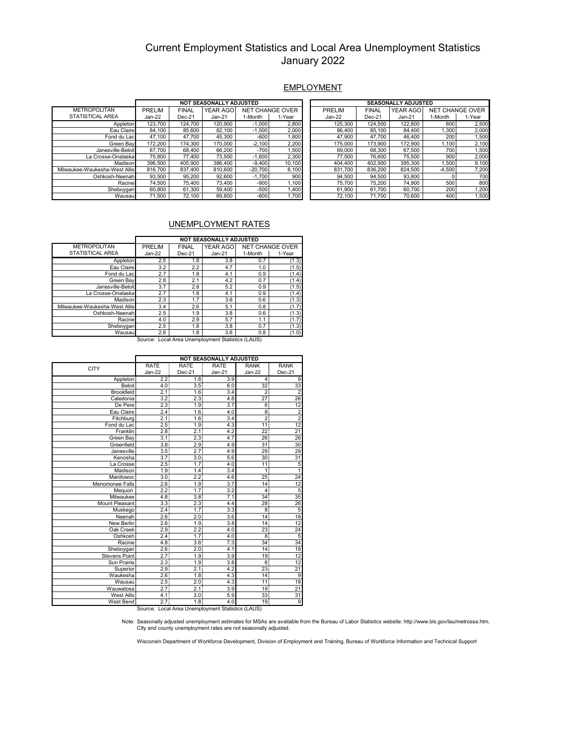# Current Employment Statistics and Local Area Unemployment Statistics
## January 2022

### EMPLOYMENT

| METROPOLITAN STATISTICAL AREA | NOT SEASONALLY ADJUSTED | | | | | SEASONALLY ADJUSTED | | | | |
|---|---|---|---|---|---|---|---|---|---|---|
| | PRELIM Jan-22 | FINAL Dec-21 | YEAR AGO Jan-21 | NET CHANGE OVER 1-Month | NET CHANGE OVER 1-Year | PRELIM Jan-22 | FINAL Dec-21 | YEAR AGO Jan-21 | NET CHANGE OVER 1-Month | NET CHANGE OVER 1-Year |
| Appleton | 123,700 | 124,700 | 120,900 | -1,000 | 2,800 | 125,300 | 124,500 | 122,800 | 800 | 2,500 |
| Eau Claire | 84,100 | 85,600 | 82,100 | -1,500 | 2,000 | 86,400 | 85,100 | 84,400 | 1,300 | 2,000 |
| Fond du Lac | 47,100 | 47,700 | 45,300 | -600 | 1,800 | 47,900 | 47,700 | 46,400 | 200 | 1,500 |
| Green Bay | 172,200 | 174,300 | 170,000 | -2,100 | 2,200 | 175,000 | 173,900 | 172,900 | 1,100 | 2,100 |
| Janesville-Beloit | 67,700 | 68,400 | 66,200 | -700 | 1,500 | 69,000 | 68,300 | 67,500 | 700 | 1,500 |
| La Crosse-Onalaska | 75,800 | 77,400 | 73,500 | -1,600 | 2,300 | 77,500 | 76,600 | 75,500 | 900 | 2,000 |
| Madison | 396,500 | 405,900 | 386,400 | -9,400 | 10,100 | 404,400 | 402,900 | 395,300 | 1,500 | 9,100 |
| Milwaukee-Waukesha-West Allis | 816,700 | 837,400 | 810,600 | -20,700 | 6,100 | 831,700 | 836,200 | 824,500 | -4,500 | 7,200 |
| Oshkosh-Neenah | 93,500 | 95,200 | 92,600 | -1,700 | 900 | 94,500 | 94,500 | 93,800 | 0 | 700 |
| Racine | 74,500 | 75,400 | 73,400 | -900 | 1,100 | 75,700 | 75,200 | 74,900 | 500 | 800 |
| Sheboygan | 60,800 | 61,300 | 59,400 | -500 | 1,400 | 61,900 | 61,700 | 60,700 | 200 | 1,200 |
| Wausau | 71,500 | 72,100 | 69,800 | -600 | 1,700 | 72,100 | 71,700 | 70,600 | 400 | 1,500 |

### UNEMPLOYMENT RATES

| METROPOLITAN STATISTICAL AREA | NOT SEASONALLY ADJUSTED | | | | |
|---|---|---|---|---|---|
| | PRELIM Jan-22 | FINAL Dec-21 | YEAR AGO Jan-21 | NET CHANGE OVER 1-Month | NET CHANGE OVER 1-Year |
| Appleton | 2.5 | 1.8 | 3.8 | 0.7 | (1.3) |
| Eau Claire | 3.2 | 2.2 | 4.7 | 1.0 | (1.5) |
| Fond du Lac | 2.7 | 1.8 | 4.1 | 0.9 | (1.4) |
| Green Bay | 2.8 | 2.1 | 4.2 | 0.7 | (1.4) |
| Janesville-Beloit | 3.7 | 2.8 | 5.2 | 0.9 | (1.5) |
| La Crosse-Onalaska | 2.7 | 1.8 | 4.1 | 0.9 | (1.4) |
| Madison | 2.3 | 1.7 | 3.6 | 0.6 | (1.3) |
| Milwaukee-Waukesha-West Allis | 3.4 | 2.6 | 5.1 | 0.8 | (1.7) |
| Oshkosh-Neenah | 2.5 | 1.9 | 3.8 | 0.6 | (1.3) |
| Racine | 4.0 | 2.9 | 5.7 | 1.1 | (1.7) |
| Sheboygan | 2.5 | 1.8 | 3.8 | 0.7 | (1.3) |
| Wausau | 2.6 | 1.8 | 3.6 | 0.8 | (1.0) |

Source: Local Area Unemployment Statistics (LAUS)

| CITY | NOT SEASONALLY ADJUSTED | | | | |
|---|---|---|---|---|---|
| | RATE Jan-22 | RATE Dec-21 | RATE Jan-21 | RANK Jan-22 | RANK Dec-21 |
| Appleton | 2.2 | 1.8 | 3.9 | 4 | 9 |
| Beloit | 4.0 | 3.5 | 6.0 | 32 | 33 |
| Brookfield | 2.1 | 1.6 | 3.4 | 2 | 2 |
| Caledonia | 3.2 | 2.3 | 4.8 | 27 | 26 |
| De Pere | 2.3 | 1.9 | 3.7 | 6 | 12 |
| Eau Claire | 2.4 | 1.6 | 4.0 | 8 | 2 |
| Fitchburg | 2.1 | 1.6 | 3.4 | 2 | 2 |
| Fond du Lac | 2.5 | 1.9 | 4.3 | 11 | 12 |
| Franklin | 2.8 | 2.1 | 4.2 | 22 | 21 |
| Green Bay | 3.1 | 2.3 | 4.7 | 26 | 26 |
| Greenfield | 3.8 | 2.9 | 4.9 | 31 | 30 |
| Janesville | 3.5 | 2.7 | 4.9 | 29 | 29 |
| Kenosha | 3.7 | 3.0 | 5.6 | 30 | 31 |
| La Crosse | 2.5 | 1.7 | 4.0 | 11 | 5 |
| Madison | 1.9 | 1.4 | 3.4 | 1 | 1 |
| Manitowoc | 3.0 | 2.2 | 4.6 | 25 | 24 |
| Menomonee Falls | 2.6 | 1.9 | 3.7 | 14 | 12 |
| Mequon | 2.2 | 1.7 | 3.2 | 4 | 5 |
| Milwaukee | 4.8 | 3.8 | 7.1 | 34 | 35 |
| Mount Pleasant | 3.3 | 2.3 | 4.4 | 28 | 26 |
| Muskego | 2.4 | 1.7 | 3.3 | 8 | 5 |
| Neenah | 2.6 | 2.0 | 3.6 | 14 | 18 |
| New Berlin | 2.6 | 1.9 | 3.8 | 14 | 12 |
| Oak Creek | 2.9 | 2.2 | 4.0 | 23 | 24 |
| Oshkosh | 2.4 | 1.7 | 4.0 | 8 | 5 |
| Racine | 4.8 | 3.6 | 7.3 | 34 | 34 |
| Sheboygan | 2.6 | 2.0 | 4.1 | 14 | 18 |
| Stevens Point | 2.7 | 1.9 | 3.9 | 19 | 12 |
| Sun Prairie | 2.3 | 1.9 | 3.8 | 6 | 12 |
| Superior | 2.9 | 2.1 | 4.2 | 23 | 21 |
| Waukesha | 2.6 | 1.8 | 4.3 | 14 | 9 |
| Wausau | 2.5 | 2.0 | 4.3 | 11 | 18 |
| Wauwatosa | 2.7 | 2.1 | 3.9 | 19 | 21 |
| West Allis | 4.1 | 3.0 | 5.9 | 33 | 31 |
| West Bend | 2.7 | 1.8 | 4.0 | 19 | 9 |

Source: Local Area Unemployment Statistics (LAUS)

Note: Seasonally adjusted unemployment estimates for MSAs are available from the Bureau of Labor Statistics website: http://www.bls.gov/lau/metrossa.htm. City and county unemployment rates are not seasonally adjusted.

Wisconsin Department of Workforce Development, Division of Employment and Training, Bureau of Workforce Information and Technical Support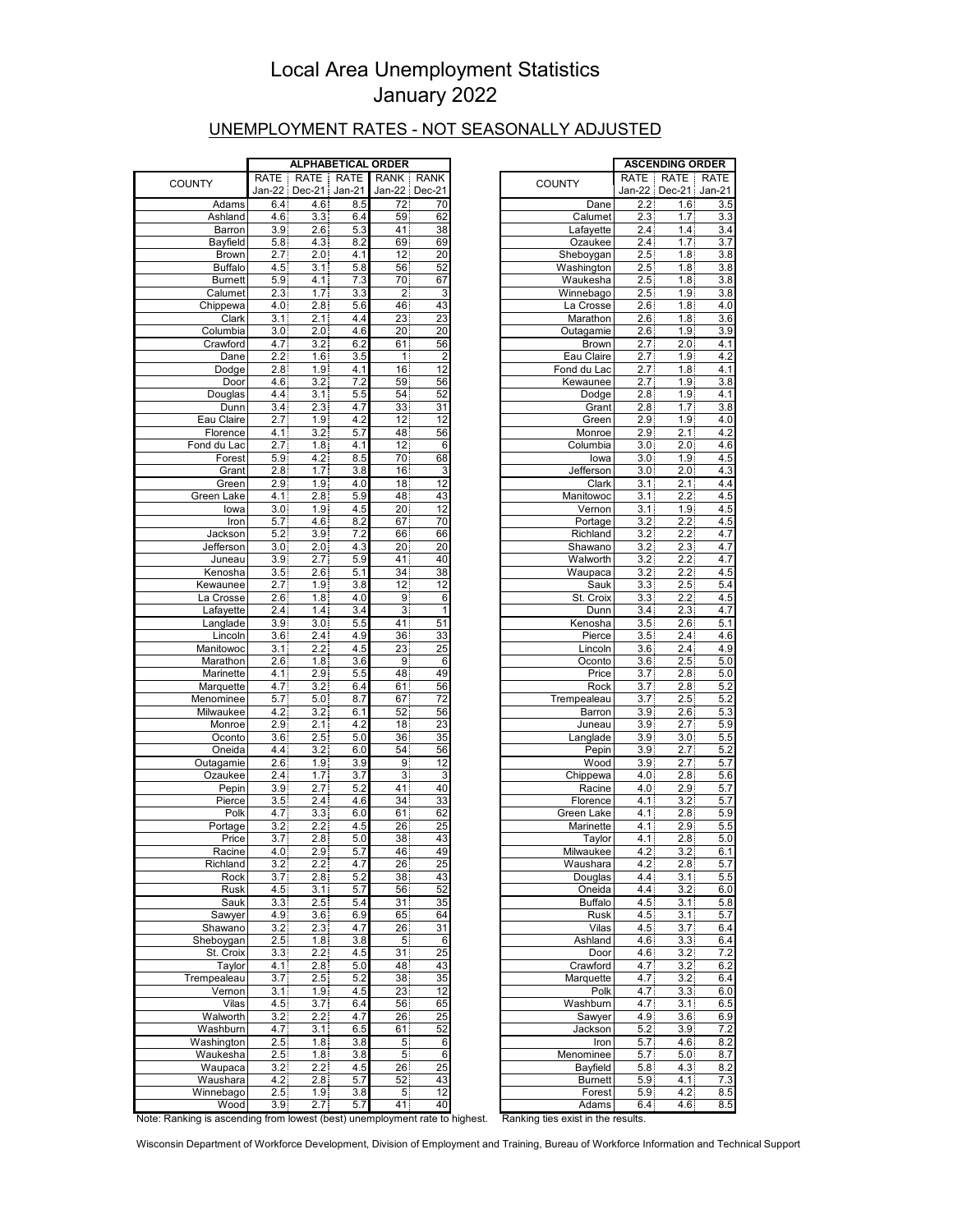# Local Area Unemployment Statistics
# January 2022

## UNEMPLOYMENT RATES - NOT SEASONALLY ADJUSTED

**ALPHABETICAL ORDER**

| COUNTY | RATE Jan-22 | RATE Dec-21 | RATE Jan-21 | RANK Jan-22 | RANK Dec-21 |
|---|---|---|---|---|---|
| Adams | 6.4 | 4.6 | 8.5 | 72 | 70 |
| Ashland | 4.6 | 3.3 | 6.4 | 59 | 62 |
| Barron | 3.9 | 2.6 | 5.3 | 41 | 38 |
| Bayfield | 5.8 | 4.3 | 8.2 | 69 | 69 |
| Brown | 2.7 | 2.0 | 4.1 | 12 | 20 |
| Buffalo | 4.5 | 3.1 | 5.8 | 56 | 52 |
| Burnett | 5.9 | 4.1 | 7.3 | 70 | 67 |
| Calumet | 2.3 | 1.7 | 3.3 | 2 | 3 |
| Chippewa | 4.0 | 2.8 | 5.6 | 46 | 43 |
| Clark | 3.1 | 2.1 | 4.4 | 23 | 23 |
| Columbia | 3.0 | 2.0 | 4.6 | 20 | 20 |
| Crawford | 4.7 | 3.2 | 6.2 | 61 | 56 |
| Dane | 2.2 | 1.6 | 3.5 | 1 | 2 |
| Dodge | 2.8 | 1.9 | 4.1 | 16 | 12 |
| Door | 4.6 | 3.2 | 7.2 | 59 | 56 |
| Douglas | 4.4 | 3.1 | 5.5 | 54 | 52 |
| Dunn | 3.4 | 2.3 | 4.7 | 33 | 31 |
| Eau Claire | 2.7 | 1.9 | 4.2 | 12 | 12 |
| Florence | 4.1 | 3.2 | 5.7 | 48 | 56 |
| Fond du Lac | 2.7 | 1.8 | 4.1 | 12 | 6 |
| Forest | 5.9 | 4.2 | 8.5 | 70 | 68 |
| Grant | 2.8 | 1.7 | 3.8 | 16 | 3 |
| Green | 2.9 | 1.9 | 4.0 | 18 | 12 |
| Green Lake | 4.1 | 2.8 | 5.9 | 48 | 43 |
| Iowa | 3.0 | 1.9 | 4.5 | 20 | 12 |
| Iron | 5.7 | 4.6 | 8.2 | 67 | 70 |
| Jackson | 5.2 | 3.9 | 7.2 | 66 | 66 |
| Jefferson | 3.0 | 2.0 | 4.3 | 20 | 20 |
| Juneau | 3.9 | 2.7 | 5.9 | 41 | 40 |
| Kenosha | 3.5 | 2.6 | 5.1 | 34 | 38 |
| Kewaunee | 2.7 | 1.9 | 3.8 | 12 | 12 |
| La Crosse | 2.6 | 1.8 | 4.0 | 9 | 6 |
| Lafayette | 2.4 | 1.4 | 3.4 | 3 | 1 |
| Langlade | 3.9 | 3.0 | 5.5 | 41 | 51 |
| Lincoln | 3.6 | 2.4 | 4.9 | 36 | 33 |
| Manitowoc | 3.1 | 2.2 | 4.5 | 23 | 25 |
| Marathon | 2.6 | 1.8 | 3.6 | 9 | 6 |
| Marinette | 4.1 | 2.9 | 5.5 | 48 | 49 |
| Marquette | 4.7 | 3.2 | 6.4 | 61 | 56 |
| Menominee | 5.7 | 5.0 | 8.7 | 67 | 72 |
| Milwaukee | 4.2 | 3.2 | 6.1 | 52 | 56 |
| Monroe | 2.9 | 2.1 | 4.2 | 18 | 23 |
| Oconto | 3.6 | 2.5 | 5.0 | 36 | 35 |
| Oneida | 4.4 | 3.2 | 6.0 | 54 | 56 |
| Outagamie | 2.6 | 1.9 | 3.9 | 9 | 12 |
| Ozaukee | 2.4 | 1.7 | 3.7 | 3 | 3 |
| Pepin | 3.9 | 2.7 | 5.2 | 41 | 40 |
| Pierce | 3.5 | 2.4 | 4.6 | 34 | 33 |
| Polk | 4.7 | 3.3 | 6.0 | 61 | 62 |
| Portage | 3.2 | 2.2 | 4.5 | 26 | 25 |
| Price | 3.7 | 2.8 | 5.0 | 38 | 43 |
| Racine | 4.0 | 2.9 | 5.7 | 46 | 49 |
| Richland | 3.2 | 2.2 | 4.7 | 26 | 25 |
| Rock | 3.7 | 2.8 | 5.2 | 38 | 43 |
| Rusk | 4.5 | 3.1 | 5.7 | 56 | 52 |
| Sauk | 3.3 | 2.5 | 5.4 | 31 | 35 |
| Sawyer | 4.9 | 3.6 | 6.9 | 65 | 64 |
| Shawano | 3.2 | 2.3 | 4.7 | 26 | 31 |
| Sheboygan | 2.5 | 1.8 | 3.8 | 5 | 6 |
| St. Croix | 3.3 | 2.2 | 4.5 | 31 | 25 |
| Taylor | 4.1 | 2.8 | 5.0 | 48 | 43 |
| Trempealeau | 3.7 | 2.5 | 5.2 | 38 | 35 |
| Vernon | 3.1 | 1.9 | 4.5 | 23 | 12 |
| Vilas | 4.5 | 3.7 | 6.4 | 56 | 65 |
| Walworth | 3.2 | 2.2 | 4.7 | 26 | 25 |
| Washburn | 4.7 | 3.1 | 6.5 | 61 | 52 |
| Washington | 2.5 | 1.8 | 3.8 | 5 | 6 |
| Waukesha | 2.5 | 1.8 | 3.8 | 5 | 6 |
| Waupaca | 3.2 | 2.2 | 4.5 | 26 | 25 |
| Waushara | 4.2 | 2.8 | 5.7 | 52 | 43 |
| Winnebago | 2.5 | 1.9 | 3.8 | 5 | 12 |
| Wood | 3.9 | 2.7 | 5.7 | 41 | 40 |

Note: Ranking is ascending from lowest (best) unemployment rate to highest.

**ASCENDING ORDER**

| COUNTY | RATE Jan-22 | RATE Dec-21 | RATE Jan-21 |
|---|---|---|---|
| Dane | 2.2 | 1.6 | 3.5 |
| Calumet | 2.3 | 1.7 | 3.3 |
| Lafayette | 2.4 | 1.4 | 3.4 |
| Ozaukee | 2.4 | 1.7 | 3.7 |
| Sheboygan | 2.5 | 1.8 | 3.8 |
| Washington | 2.5 | 1.8 | 3.8 |
| Waukesha | 2.5 | 1.8 | 3.8 |
| Winnebago | 2.5 | 1.9 | 3.8 |
| La Crosse | 2.6 | 1.8 | 4.0 |
| Marathon | 2.6 | 1.8 | 3.6 |
| Outagamie | 2.6 | 1.9 | 3.9 |
| Brown | 2.7 | 2.0 | 4.1 |
| Eau Claire | 2.7 | 1.9 | 4.2 |
| Fond du Lac | 2.7 | 1.8 | 4.1 |
| Kewaunee | 2.7 | 1.9 | 3.8 |
| Dodge | 2.8 | 1.9 | 4.1 |
| Grant | 2.8 | 1.7 | 3.8 |
| Green | 2.9 | 1.9 | 4.0 |
| Monroe | 2.9 | 2.1 | 4.2 |
| Columbia | 3.0 | 2.0 | 4.6 |
| Iowa | 3.0 | 1.9 | 4.5 |
| Jefferson | 3.0 | 2.0 | 4.3 |
| Clark | 3.1 | 2.1 | 4.4 |
| Manitowoc | 3.1 | 2.2 | 4.5 |
| Vernon | 3.1 | 1.9 | 4.5 |
| Portage | 3.2 | 2.2 | 4.5 |
| Richland | 3.2 | 2.2 | 4.7 |
| Shawano | 3.2 | 2.3 | 4.7 |
| Walworth | 3.2 | 2.2 | 4.7 |
| Waupaca | 3.2 | 2.2 | 4.5 |
| Sauk | 3.3 | 2.5 | 5.4 |
| St. Croix | 3.3 | 2.2 | 4.5 |
| Dunn | 3.4 | 2.3 | 4.7 |
| Kenosha | 3.5 | 2.6 | 5.1 |
| Pierce | 3.5 | 2.4 | 4.6 |
| Lincoln | 3.6 | 2.4 | 4.9 |
| Oconto | 3.6 | 2.5 | 5.0 |
| Price | 3.7 | 2.8 | 5.0 |
| Rock | 3.7 | 2.8 | 5.2 |
| Trempealeau | 3.7 | 2.5 | 5.2 |
| Barron | 3.9 | 2.6 | 5.3 |
| Juneau | 3.9 | 2.7 | 5.9 |
| Langlade | 3.9 | 3.0 | 5.5 |
| Pepin | 3.9 | 2.7 | 5.2 |
| Wood | 3.9 | 2.7 | 5.7 |
| Chippewa | 4.0 | 2.8 | 5.6 |
| Racine | 4.0 | 2.9 | 5.7 |
| Florence | 4.1 | 3.2 | 5.7 |
| Green Lake | 4.1 | 2.8 | 5.9 |
| Marinette | 4.1 | 2.9 | 5.5 |
| Taylor | 4.1 | 2.8 | 5.0 |
| Milwaukee | 4.2 | 3.2 | 6.1 |
| Waushara | 4.2 | 2.8 | 5.7 |
| Douglas | 4.4 | 3.1 | 5.5 |
| Oneida | 4.4 | 3.2 | 6.0 |
| Buffalo | 4.5 | 3.1 | 5.8 |
| Rusk | 4.5 | 3.1 | 5.7 |
| Vilas | 4.5 | 3.7 | 6.4 |
| Ashland | 4.6 | 3.3 | 6.4 |
| Door | 4.6 | 3.2 | 7.2 |
| Crawford | 4.7 | 3.2 | 6.2 |
| Marquette | 4.7 | 3.2 | 6.4 |
| Polk | 4.7 | 3.3 | 6.0 |
| Washburn | 4.7 | 3.1 | 6.5 |
| Sawyer | 4.9 | 3.6 | 6.9 |
| Jackson | 5.2 | 3.9 | 7.2 |
| Iron | 5.7 | 4.6 | 8.2 |
| Menominee | 5.7 | 5.0 | 8.7 |
| Bayfield | 5.8 | 4.3 | 8.2 |
| Burnett | 5.9 | 4.1 | 7.3 |
| Forest | 5.9 | 4.2 | 8.5 |
| Adams | 6.4 | 4.6 | 8.5 |

Ranking ties exist in the results.

Wisconsin Department of Workforce Development, Division of Employment and Training, Bureau of Workforce Information and Technical Support